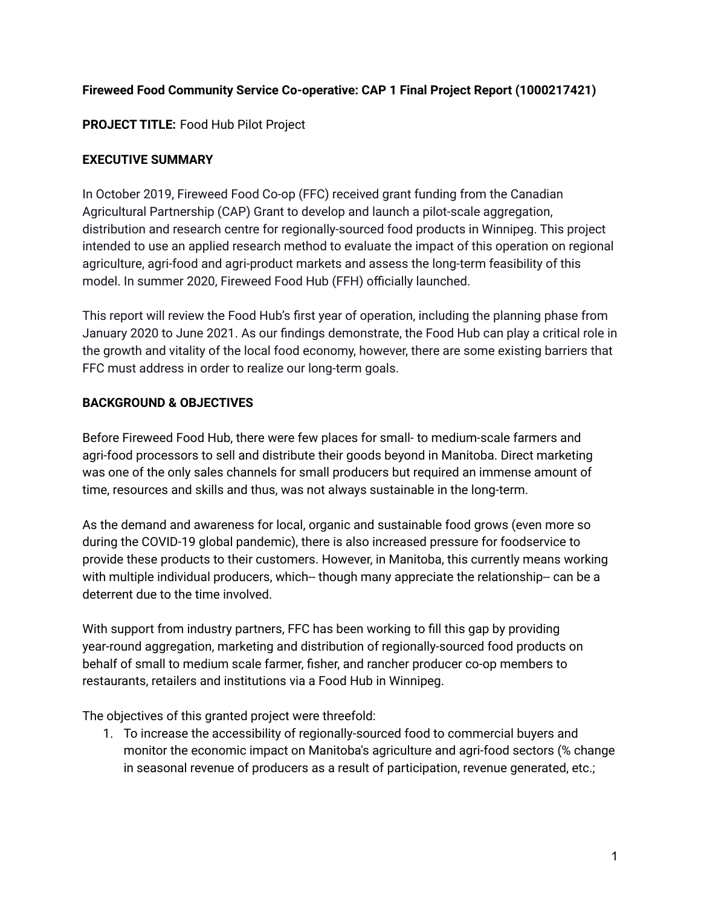**Fireweed Food Community Service Co-operative: CAP 1 Final Project Report (1000217421)**

**PROJECT TITLE:** Food Hub Pilot Project

**EXECUTIVE SUMMARY**

In October 2019, Fireweed Food Co-op (FFC) received grant funding from the Canadian Agricultural Partnership (CAP) Grant to develop and launch a pilot-scale aggregation, distribution and research centre for regionally-sourced food products in Winnipeg. This project intended to use an applied research method to evaluate the impact of this operation on regional agriculture, agri-food and agri-product markets and assess the long-term feasibility of this model. In summer 2020, Fireweed Food Hub (FFH) officially launched.

This report will review the Food Hub's first year of operation, including the planning phase from January 2020 to June 2021. As our findings demonstrate, the Food Hub can play a critical role in the growth and vitality of the local food economy, however, there are some existing barriers that FFC must address in order to realize our long-term goals.

**BACKGROUND & OBJECTIVES**

Before Fireweed Food Hub, there were few places for small- to medium-scale farmers and agri-food processors to sell and distribute their goods beyond in Manitoba. Direct marketing was one of the only sales channels for small producers but required an immense amount of time, resources and skills and thus, was not always sustainable in the long-term.

As the demand and awareness for local, organic and sustainable food grows (even more so during the COVID-19 global pandemic), there is also increased pressure for foodservice to provide these products to their customers. However, in Manitoba, this currently means working with multiple individual producers, which-- though many appreciate the relationship-- can be a deterrent due to the time involved.

With support from industry partners, FFC has been working to fill this gap by providing year-round aggregation, marketing and distribution of regionally-sourced food products on behalf of small to medium scale farmer, fisher, and rancher producer co-op members to restaurants, retailers and institutions via a Food Hub in Winnipeg.

The objectives of this granted project were threefold:

1. To increase the accessibility of regionally-sourced food to commercial buyers and monitor the economic impact on Manitoba's agriculture and agri-food sectors (% change in seasonal revenue of producers as a result of participation, revenue generated, etc.;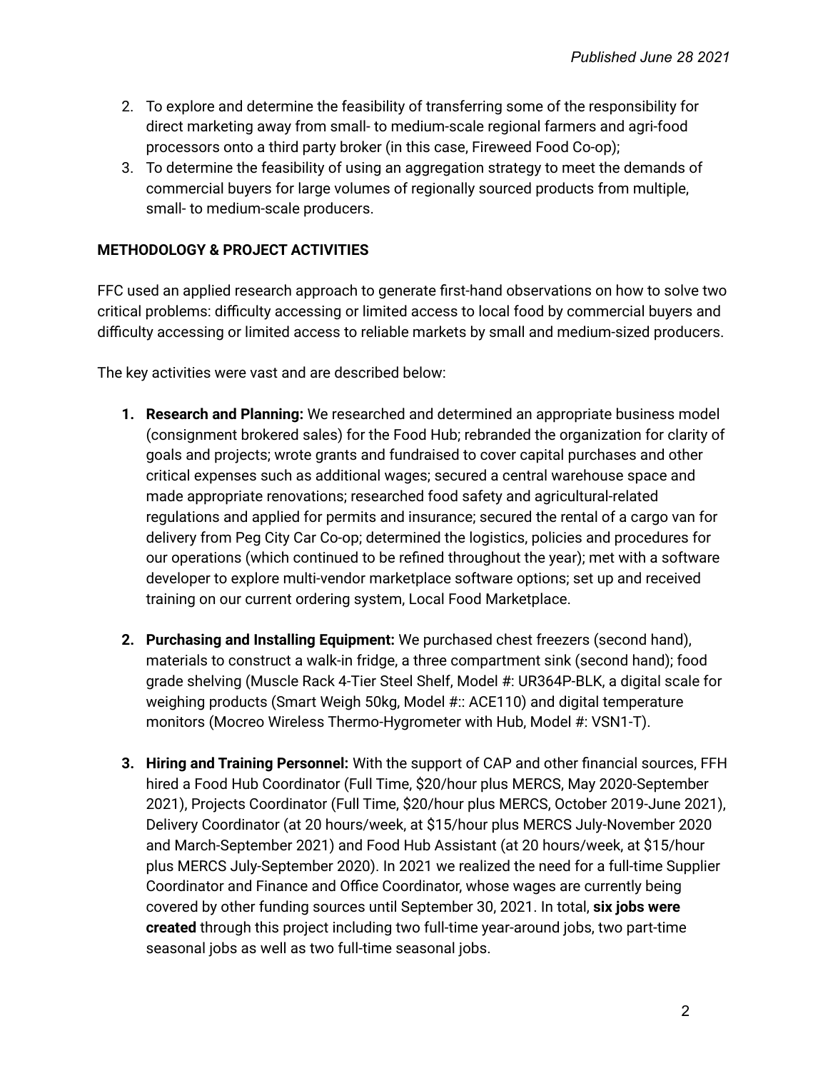2. To explore and determine the feasibility of transferring some of the responsibility for direct marketing away from small- to medium-scale regional farmers and agri-food processors onto a third party broker (in this case, Fireweed Food Co-op);
3. To determine the feasibility of using an aggregation strategy to meet the demands of commercial buyers for large volumes of regionally sourced products from multiple, small- to medium-scale producers.

**METHODOLOGY & PROJECT ACTIVITIES**

FFC used an applied research approach to generate first-hand observations on how to solve two critical problems: difficulty accessing or limited access to local food by commercial buyers and difficulty accessing or limited access to reliable markets by small and medium-sized producers.

The key activities were vast and are described below:

1. **Research and Planning:** We researched and determined an appropriate business model (consignment brokered sales) for the Food Hub; rebranded the organization for clarity of goals and projects; wrote grants and fundraised to cover capital purchases and other critical expenses such as additional wages; secured a central warehouse space and made appropriate renovations; researched food safety and agricultural-related regulations and applied for permits and insurance; secured the rental of a cargo van for delivery from Peg City Car Co-op; determined the logistics, policies and procedures for our operations (which continued to be refined throughout the year); met with a software developer to explore multi-vendor marketplace software options; set up and received training on our current ordering system, Local Food Marketplace.

2. **Purchasing and Installing Equipment:** We purchased chest freezers (second hand), materials to construct a walk-in fridge, a three compartment sink (second hand); food grade shelving (Muscle Rack 4-Tier Steel Shelf, Model #: UR364P-BLK, a digital scale for weighing products (Smart Weigh 50kg, Model #:: ACE110) and digital temperature monitors (Mocreo Wireless Thermo-Hygrometer with Hub, Model #: VSN1-T).

3. **Hiring and Training Personnel:** With the support of CAP and other financial sources, FFH hired a Food Hub Coordinator (Full Time, $20/hour plus MERCS, May 2020-September 2021), Projects Coordinator (Full Time, $20/hour plus MERCS, October 2019-June 2021), Delivery Coordinator (at 20 hours/week, at $15/hour plus MERCS July-November 2020 and March-September 2021) and Food Hub Assistant (at 20 hours/week, at $15/hour plus MERCS July-September 2020). In 2021 we realized the need for a full-time Supplier Coordinator and Finance and Office Coordinator, whose wages are currently being covered by other funding sources until September 30, 2021. In total, **six jobs were created** through this project including two full-time year-around jobs, two part-time seasonal jobs as well as two full-time seasonal jobs.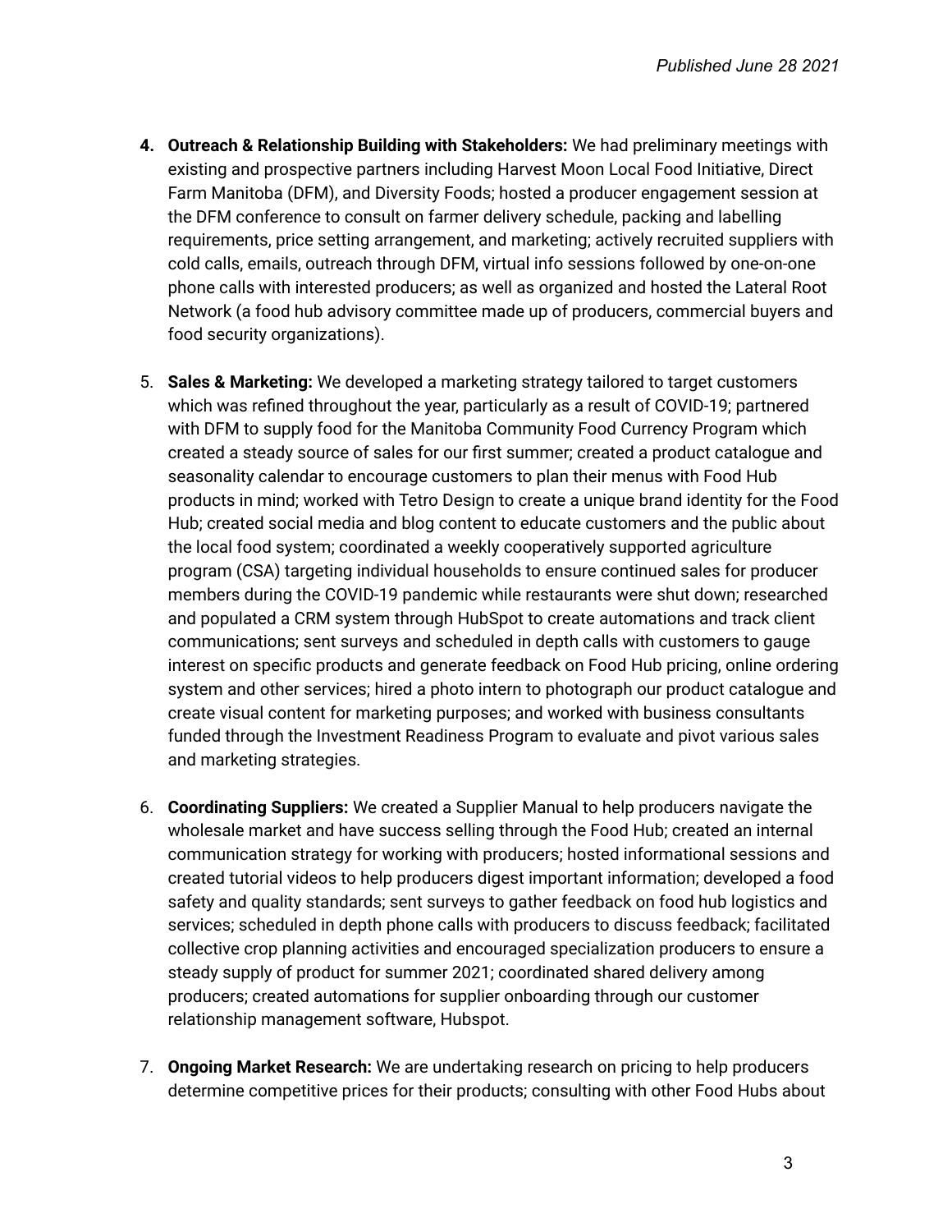4. **Outreach & Relationship Building with Stakeholders:** We had preliminary meetings with existing and prospective partners including Harvest Moon Local Food Initiative, Direct Farm Manitoba (DFM), and Diversity Foods; hosted a producer engagement session at the DFM conference to consult on farmer delivery schedule, packing and labelling requirements, price setting arrangement, and marketing; actively recruited suppliers with cold calls, emails, outreach through DFM, virtual info sessions followed by one-on-one phone calls with interested producers; as well as organized and hosted the Lateral Root Network (a food hub advisory committee made up of producers, commercial buyers and food security organizations).

5. **Sales & Marketing:** We developed a marketing strategy tailored to target customers which was refined throughout the year, particularly as a result of COVID-19; partnered with DFM to supply food for the Manitoba Community Food Currency Program which created a steady source of sales for our first summer; created a product catalogue and seasonality calendar to encourage customers to plan their menus with Food Hub products in mind; worked with Tetro Design to create a unique brand identity for the Food Hub; created social media and blog content to educate customers and the public about the local food system; coordinated a weekly cooperatively supported agriculture program (CSA) targeting individual households to ensure continued sales for producer members during the COVID-19 pandemic while restaurants were shut down; researched and populated a CRM system through HubSpot to create automations and track client communications; sent surveys and scheduled in depth calls with customers to gauge interest on specific products and generate feedback on Food Hub pricing, online ordering system and other services; hired a photo intern to photograph our product catalogue and create visual content for marketing purposes; and worked with business consultants funded through the Investment Readiness Program to evaluate and pivot various sales and marketing strategies.

6. **Coordinating Suppliers:** We created a Supplier Manual to help producers navigate the wholesale market and have success selling through the Food Hub; created an internal communication strategy for working with producers; hosted informational sessions and created tutorial videos to help producers digest important information; developed a food safety and quality standards; sent surveys to gather feedback on food hub logistics and services; scheduled in depth phone calls with producers to discuss feedback; facilitated collective crop planning activities and encouraged specialization producers to ensure a steady supply of product for summer 2021; coordinated shared delivery among producers; created automations for supplier onboarding through our customer relationship management software, Hubspot.

7. **Ongoing Market Research:** We are undertaking research on pricing to help producers determine competitive prices for their products; consulting with other Food Hubs about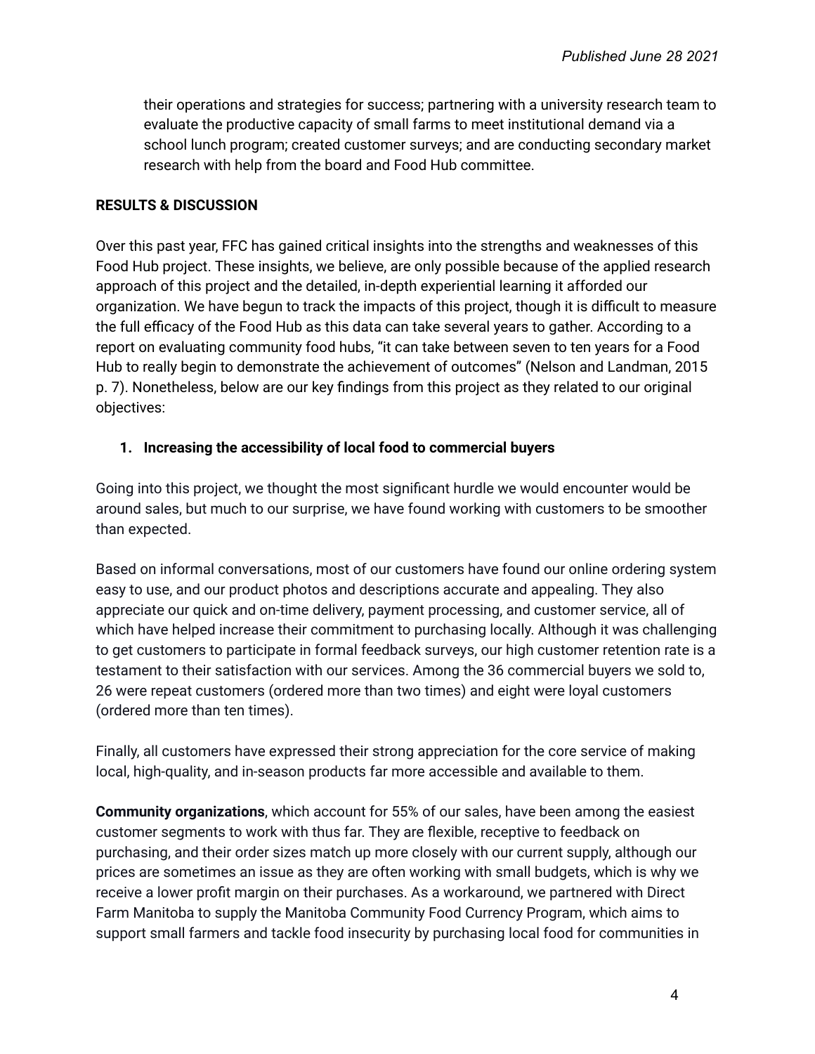their operations and strategies for success; partnering with a university research team to evaluate the productive capacity of small farms to meet institutional demand via a school lunch program; created customer surveys; and are conducting secondary market research with help from the board and Food Hub committee.

**RESULTS & DISCUSSION**

Over this past year, FFC has gained critical insights into the strengths and weaknesses of this Food Hub project. These insights, we believe, are only possible because of the applied research approach of this project and the detailed, in-depth experiential learning it afforded our organization. We have begun to track the impacts of this project, though it is difficult to measure the full efficacy of the Food Hub as this data can take several years to gather. According to a report on evaluating community food hubs, "it can take between seven to ten years for a Food Hub to really begin to demonstrate the achievement of outcomes" (Nelson and Landman, 2015 p. 7). Nonetheless, below are our key findings from this project as they related to our original objectives:

1. **Increasing the accessibility of local food to commercial buyers**

Going into this project, we thought the most significant hurdle we would encounter would be around sales, but much to our surprise, we have found working with customers to be smoother than expected.

Based on informal conversations, most of our customers have found our online ordering system easy to use, and our product photos and descriptions accurate and appealing. They also appreciate our quick and on-time delivery, payment processing, and customer service, all of which have helped increase their commitment to purchasing locally. Although it was challenging to get customers to participate in formal feedback surveys, our high customer retention rate is a testament to their satisfaction with our services. Among the 36 commercial buyers we sold to, 26 were repeat customers (ordered more than two times) and eight were loyal customers (ordered more than ten times).

Finally, all customers have expressed their strong appreciation for the core service of making local, high-quality, and in-season products far more accessible and available to them.

**Community organizations**, which account for 55% of our sales, have been among the easiest customer segments to work with thus far. They are flexible, receptive to feedback on purchasing, and their order sizes match up more closely with our current supply, although our prices are sometimes an issue as they are often working with small budgets, which is why we receive a lower profit margin on their purchases. As a workaround, we partnered with Direct Farm Manitoba to supply the Manitoba Community Food Currency Program, which aims to support small farmers and tackle food insecurity by purchasing local food for communities in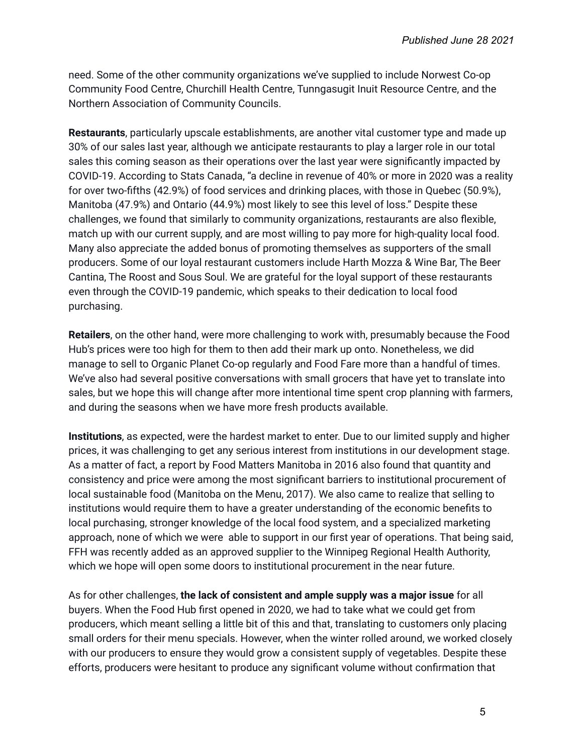need. Some of the other community organizations we've supplied to include Norwest Co-op Community Food Centre, Churchill Health Centre, Tunngasugit Inuit Resource Centre, and the Northern Association of Community Councils.

**Restaurants**, particularly upscale establishments, are another vital customer type and made up 30% of our sales last year, although we anticipate restaurants to play a larger role in our total sales this coming season as their operations over the last year were significantly impacted by COVID-19. According to Stats Canada, "a decline in revenue of 40% or more in 2020 was a reality for over two-fifths (42.9%) of food services and drinking places, with those in Quebec (50.9%), Manitoba (47.9%) and Ontario (44.9%) most likely to see this level of loss." Despite these challenges, we found that similarly to community organizations, restaurants are also flexible, match up with our current supply, and are most willing to pay more for high-quality local food. Many also appreciate the added bonus of promoting themselves as supporters of the small producers. Some of our loyal restaurant customers include Harth Mozza & Wine Bar, The Beer Cantina, The Roost and Sous Soul. We are grateful for the loyal support of these restaurants even through the COVID-19 pandemic, which speaks to their dedication to local food purchasing.

**Retailers**, on the other hand, were more challenging to work with, presumably because the Food Hub's prices were too high for them to then add their mark up onto. Nonetheless, we did manage to sell to Organic Planet Co-op regularly and Food Fare more than a handful of times. We've also had several positive conversations with small grocers that have yet to translate into sales, but we hope this will change after more intentional time spent crop planning with farmers, and during the seasons when we have more fresh products available.

**Institutions**, as expected, were the hardest market to enter. Due to our limited supply and higher prices, it was challenging to get any serious interest from institutions in our development stage. As a matter of fact, a report by Food Matters Manitoba in 2016 also found that quantity and consistency and price were among the most significant barriers to institutional procurement of local sustainable food (Manitoba on the Menu, 2017). We also came to realize that selling to institutions would require them to have a greater understanding of the economic benefits to local purchasing, stronger knowledge of the local food system, and a specialized marketing approach, none of which we were able to support in our first year of operations. That being said, FFH was recently added as an approved supplier to the Winnipeg Regional Health Authority, which we hope will open some doors to institutional procurement in the near future.

As for other challenges, **the lack of consistent and ample supply was a major issue** for all buyers. When the Food Hub first opened in 2020, we had to take what we could get from producers, which meant selling a little bit of this and that, translating to customers only placing small orders for their menu specials. However, when the winter rolled around, we worked closely with our producers to ensure they would grow a consistent supply of vegetables. Despite these efforts, producers were hesitant to produce any significant volume without confirmation that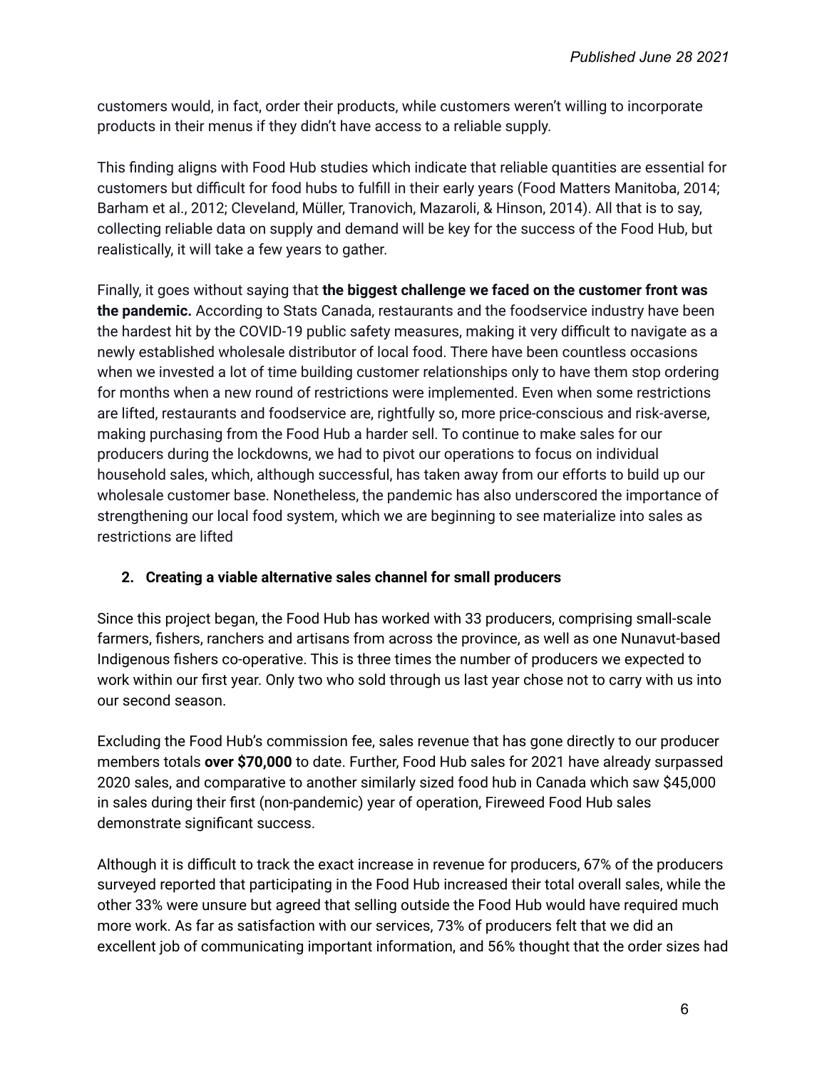customers would, in fact, order their products, while customers weren't willing to incorporate products in their menus if they didn't have access to a reliable supply.

This finding aligns with Food Hub studies which indicate that reliable quantities are essential for customers but difficult for food hubs to fulfill in their early years (Food Matters Manitoba, 2014; Barham et al., 2012; Cleveland, Müller, Tranovich, Mazaroli, & Hinson, 2014). All that is to say, collecting reliable data on supply and demand will be key for the success of the Food Hub, but realistically, it will take a few years to gather.

Finally, it goes without saying that **the biggest challenge we faced on the customer front was the pandemic.** According to Stats Canada, restaurants and the foodservice industry have been the hardest hit by the COVID-19 public safety measures, making it very difficult to navigate as a newly established wholesale distributor of local food. There have been countless occasions when we invested a lot of time building customer relationships only to have them stop ordering for months when a new round of restrictions were implemented. Even when some restrictions are lifted, restaurants and foodservice are, rightfully so, more price-conscious and risk-averse, making purchasing from the Food Hub a harder sell. To continue to make sales for our producers during the lockdowns, we had to pivot our operations to focus on individual household sales, which, although successful, has taken away from our efforts to build up our wholesale customer base. Nonetheless, the pandemic has also underscored the importance of strengthening our local food system, which we are beginning to see materialize into sales as restrictions are lifted

### 2. Creating a viable alternative sales channel for small producers

Since this project began, the Food Hub has worked with 33 producers, comprising small-scale farmers, fishers, ranchers and artisans from across the province, as well as one Nunavut-based Indigenous fishers co-operative. This is three times the number of producers we expected to work within our first year. Only two who sold through us last year chose not to carry with us into our second season.

Excluding the Food Hub's commission fee, sales revenue that has gone directly to our producer members totals **over $70,000** to date. Further, Food Hub sales for 2021 have already surpassed 2020 sales, and comparative to another similarly sized food hub in Canada which saw $45,000 in sales during their first (non-pandemic) year of operation, Fireweed Food Hub sales demonstrate significant success.

Although it is difficult to track the exact increase in revenue for producers, 67% of the producers surveyed reported that participating in the Food Hub increased their total overall sales, while the other 33% were unsure but agreed that selling outside the Food Hub would have required much more work. As far as satisfaction with our services, 73% of producers felt that we did an excellent job of communicating important information, and 56% thought that the order sizes had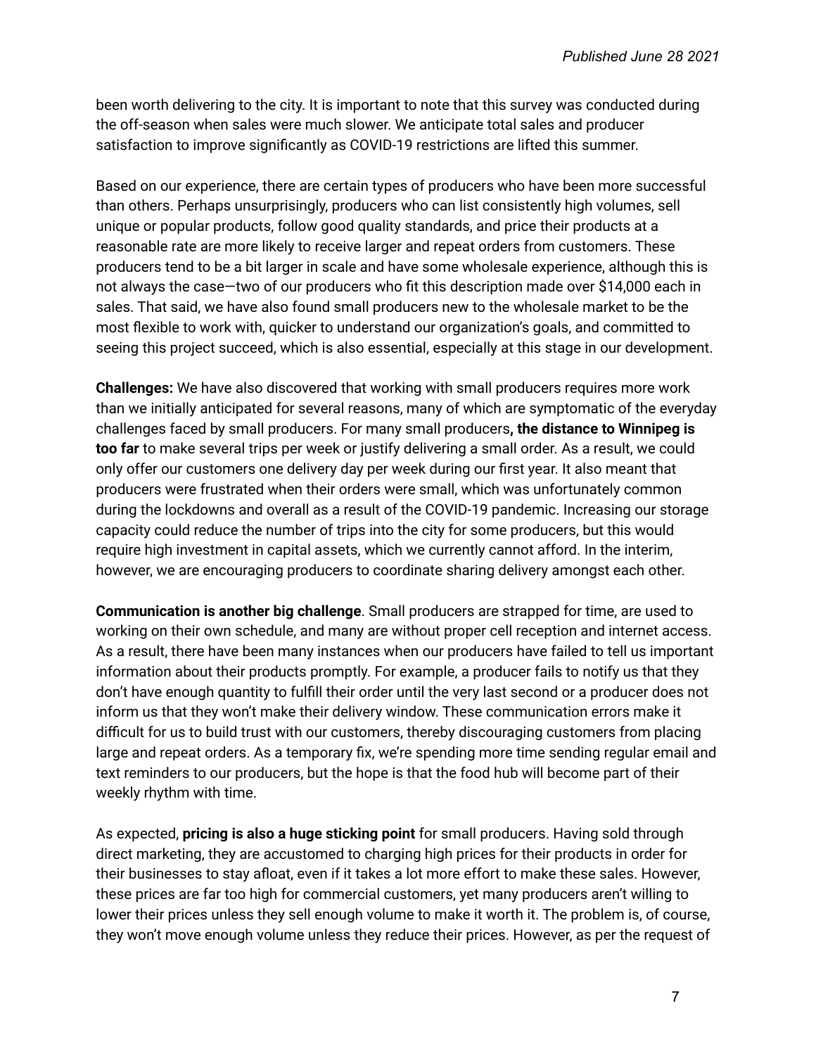been worth delivering to the city. It is important to note that this survey was conducted during the off-season when sales were much slower. We anticipate total sales and producer satisfaction to improve significantly as COVID-19 restrictions are lifted this summer.

Based on our experience, there are certain types of producers who have been more successful than others. Perhaps unsurprisingly, producers who can list consistently high volumes, sell unique or popular products, follow good quality standards, and price their products at a reasonable rate are more likely to receive larger and repeat orders from customers. These producers tend to be a bit larger in scale and have some wholesale experience, although this is not always the case—two of our producers who fit this description made over $14,000 each in sales. That said, we have also found small producers new to the wholesale market to be the most flexible to work with, quicker to understand our organization's goals, and committed to seeing this project succeed, which is also essential, especially at this stage in our development.

**Challenges:** We have also discovered that working with small producers requires more work than we initially anticipated for several reasons, many of which are symptomatic of the everyday challenges faced by small producers. For many small producers**, the distance to Winnipeg is too far** to make several trips per week or justify delivering a small order. As a result, we could only offer our customers one delivery day per week during our first year. It also meant that producers were frustrated when their orders were small, which was unfortunately common during the lockdowns and overall as a result of the COVID-19 pandemic. Increasing our storage capacity could reduce the number of trips into the city for some producers, but this would require high investment in capital assets, which we currently cannot afford. In the interim, however, we are encouraging producers to coordinate sharing delivery amongst each other.

**Communication is another big challenge**. Small producers are strapped for time, are used to working on their own schedule, and many are without proper cell reception and internet access. As a result, there have been many instances when our producers have failed to tell us important information about their products promptly. For example, a producer fails to notify us that they don't have enough quantity to fulfill their order until the very last second or a producer does not inform us that they won't make their delivery window. These communication errors make it difficult for us to build trust with our customers, thereby discouraging customers from placing large and repeat orders. As a temporary fix, we're spending more time sending regular email and text reminders to our producers, but the hope is that the food hub will become part of their weekly rhythm with time.

As expected, **pricing is also a huge sticking point** for small producers. Having sold through direct marketing, they are accustomed to charging high prices for their products in order for their businesses to stay afloat, even if it takes a lot more effort to make these sales. However, these prices are far too high for commercial customers, yet many producers aren't willing to lower their prices unless they sell enough volume to make it worth it. The problem is, of course, they won't move enough volume unless they reduce their prices. However, as per the request of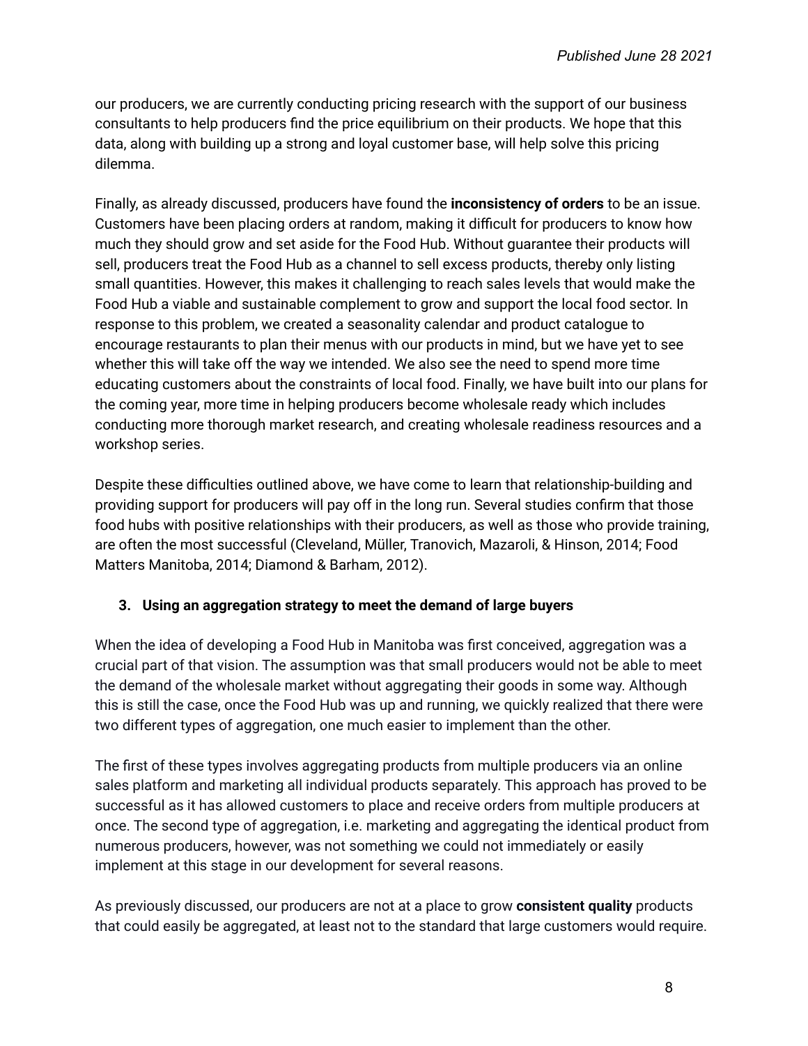our producers, we are currently conducting pricing research with the support of our business consultants to help producers find the price equilibrium on their products. We hope that this data, along with building up a strong and loyal customer base, will help solve this pricing dilemma.

Finally, as already discussed, producers have found the **inconsistency of orders** to be an issue. Customers have been placing orders at random, making it difficult for producers to know how much they should grow and set aside for the Food Hub. Without guarantee their products will sell, producers treat the Food Hub as a channel to sell excess products, thereby only listing small quantities. However, this makes it challenging to reach sales levels that would make the Food Hub a viable and sustainable complement to grow and support the local food sector. In response to this problem, we created a seasonality calendar and product catalogue to encourage restaurants to plan their menus with our products in mind, but we have yet to see whether this will take off the way we intended. We also see the need to spend more time educating customers about the constraints of local food. Finally, we have built into our plans for the coming year, more time in helping producers become wholesale ready which includes conducting more thorough market research, and creating wholesale readiness resources and a workshop series.

Despite these difficulties outlined above, we have come to learn that relationship-building and providing support for producers will pay off in the long run. Several studies confirm that those food hubs with positive relationships with their producers, as well as those who provide training, are often the most successful (Cleveland, Müller, Tranovich, Mazaroli, & Hinson, 2014; Food Matters Manitoba, 2014; Diamond & Barham, 2012).

### 3. Using an aggregation strategy to meet the demand of large buyers

When the idea of developing a Food Hub in Manitoba was first conceived, aggregation was a crucial part of that vision. The assumption was that small producers would not be able to meet the demand of the wholesale market without aggregating their goods in some way. Although this is still the case, once the Food Hub was up and running, we quickly realized that there were two different types of aggregation, one much easier to implement than the other.

The first of these types involves aggregating products from multiple producers via an online sales platform and marketing all individual products separately. This approach has proved to be successful as it has allowed customers to place and receive orders from multiple producers at once. The second type of aggregation, i.e. marketing and aggregating the identical product from numerous producers, however, was not something we could not immediately or easily implement at this stage in our development for several reasons.

As previously discussed, our producers are not at a place to grow **consistent quality** products that could easily be aggregated, at least not to the standard that large customers would require.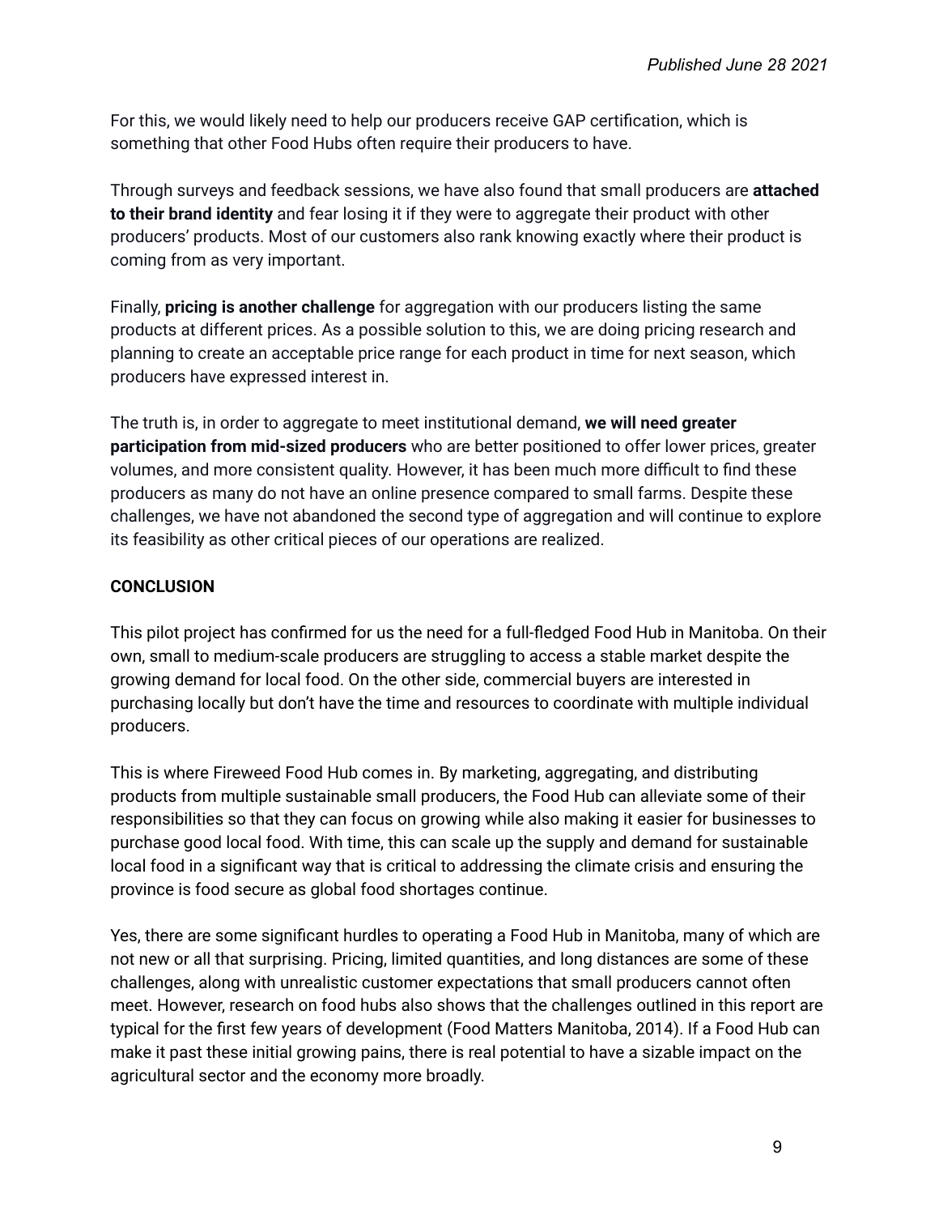For this, we would likely need to help our producers receive GAP certification, which is something that other Food Hubs often require their producers to have.

Through surveys and feedback sessions, we have also found that small producers are **attached to their brand identity** and fear losing it if they were to aggregate their product with other producers' products. Most of our customers also rank knowing exactly where their product is coming from as very important.

Finally, **pricing is another challenge** for aggregation with our producers listing the same products at different prices. As a possible solution to this, we are doing pricing research and planning to create an acceptable price range for each product in time for next season, which producers have expressed interest in.

The truth is, in order to aggregate to meet institutional demand, **we will need greater participation from mid-sized producers** who are better positioned to offer lower prices, greater volumes, and more consistent quality. However, it has been much more difficult to find these producers as many do not have an online presence compared to small farms. Despite these challenges, we have not abandoned the second type of aggregation and will continue to explore its feasibility as other critical pieces of our operations are realized.

**CONCLUSION**

This pilot project has confirmed for us the need for a full-fledged Food Hub in Manitoba. On their own, small to medium-scale producers are struggling to access a stable market despite the growing demand for local food. On the other side, commercial buyers are interested in purchasing locally but don't have the time and resources to coordinate with multiple individual producers.

This is where Fireweed Food Hub comes in. By marketing, aggregating, and distributing products from multiple sustainable small producers, the Food Hub can alleviate some of their responsibilities so that they can focus on growing while also making it easier for businesses to purchase good local food. With time, this can scale up the supply and demand for sustainable local food in a significant way that is critical to addressing the climate crisis and ensuring the province is food secure as global food shortages continue.

Yes, there are some significant hurdles to operating a Food Hub in Manitoba, many of which are not new or all that surprising. Pricing, limited quantities, and long distances are some of these challenges, along with unrealistic customer expectations that small producers cannot often meet. However, research on food hubs also shows that the challenges outlined in this report are typical for the first few years of development (Food Matters Manitoba, 2014). If a Food Hub can make it past these initial growing pains, there is real potential to have a sizable impact on the agricultural sector and the economy more broadly.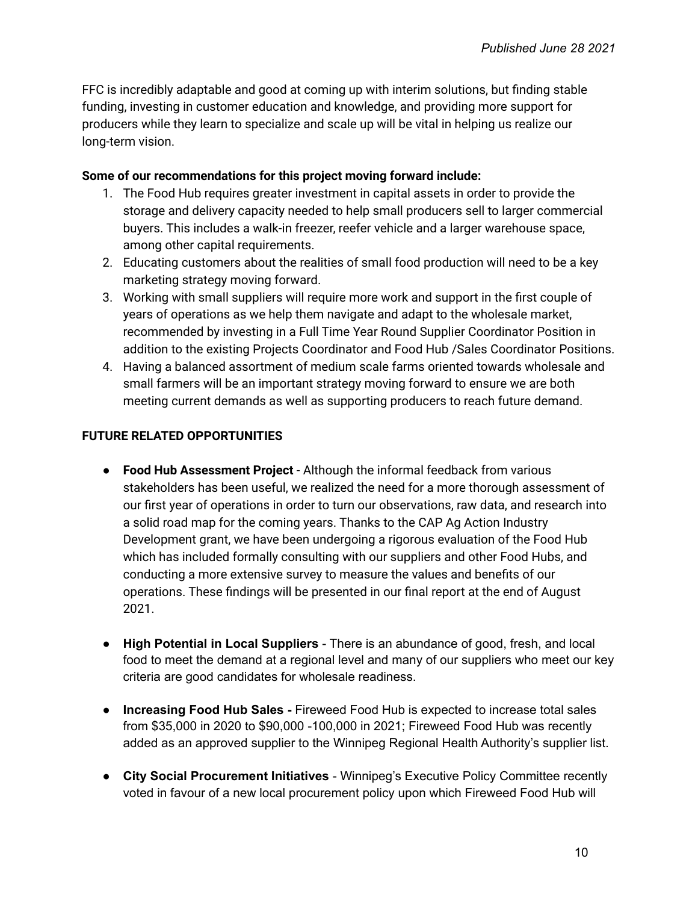FFC is incredibly adaptable and good at coming up with interim solutions, but finding stable funding, investing in customer education and knowledge, and providing more support for producers while they learn to specialize and scale up will be vital in helping us realize our long-term vision.

**Some of our recommendations for this project moving forward include:**

1. The Food Hub requires greater investment in capital assets in order to provide the storage and delivery capacity needed to help small producers sell to larger commercial buyers. This includes a walk-in freezer, reefer vehicle and a larger warehouse space, among other capital requirements.
2. Educating customers about the realities of small food production will need to be a key marketing strategy moving forward.
3. Working with small suppliers will require more work and support in the first couple of years of operations as we help them navigate and adapt to the wholesale market, recommended by investing in a Full Time Year Round Supplier Coordinator Position in addition to the existing Projects Coordinator and Food Hub /Sales Coordinator Positions.
4. Having a balanced assortment of medium scale farms oriented towards wholesale and small farmers will be an important strategy moving forward to ensure we are both meeting current demands as well as supporting producers to reach future demand.

**FUTURE RELATED OPPORTUNITIES**

- **Food Hub Assessment Project** - Although the informal feedback from various stakeholders has been useful, we realized the need for a more thorough assessment of our first year of operations in order to turn our observations, raw data, and research into a solid road map for the coming years. Thanks to the CAP Ag Action Industry Development grant, we have been undergoing a rigorous evaluation of the Food Hub which has included formally consulting with our suppliers and other Food Hubs, and conducting a more extensive survey to measure the values and benefits of our operations. These findings will be presented in our final report at the end of August 2021.

- **High Potential in Local Suppliers** - There is an abundance of good, fresh, and local food to meet the demand at a regional level and many of our suppliers who meet our key criteria are good candidates for wholesale readiness.

- **Increasing Food Hub Sales -** Fireweed Food Hub is expected to increase total sales from $35,000 in 2020 to $90,000 -100,000 in 2021; Fireweed Food Hub was recently added as an approved supplier to the Winnipeg Regional Health Authority's supplier list.

- **City Social Procurement Initiatives** - Winnipeg's Executive Policy Committee recently voted in favour of a new local procurement policy upon which Fireweed Food Hub will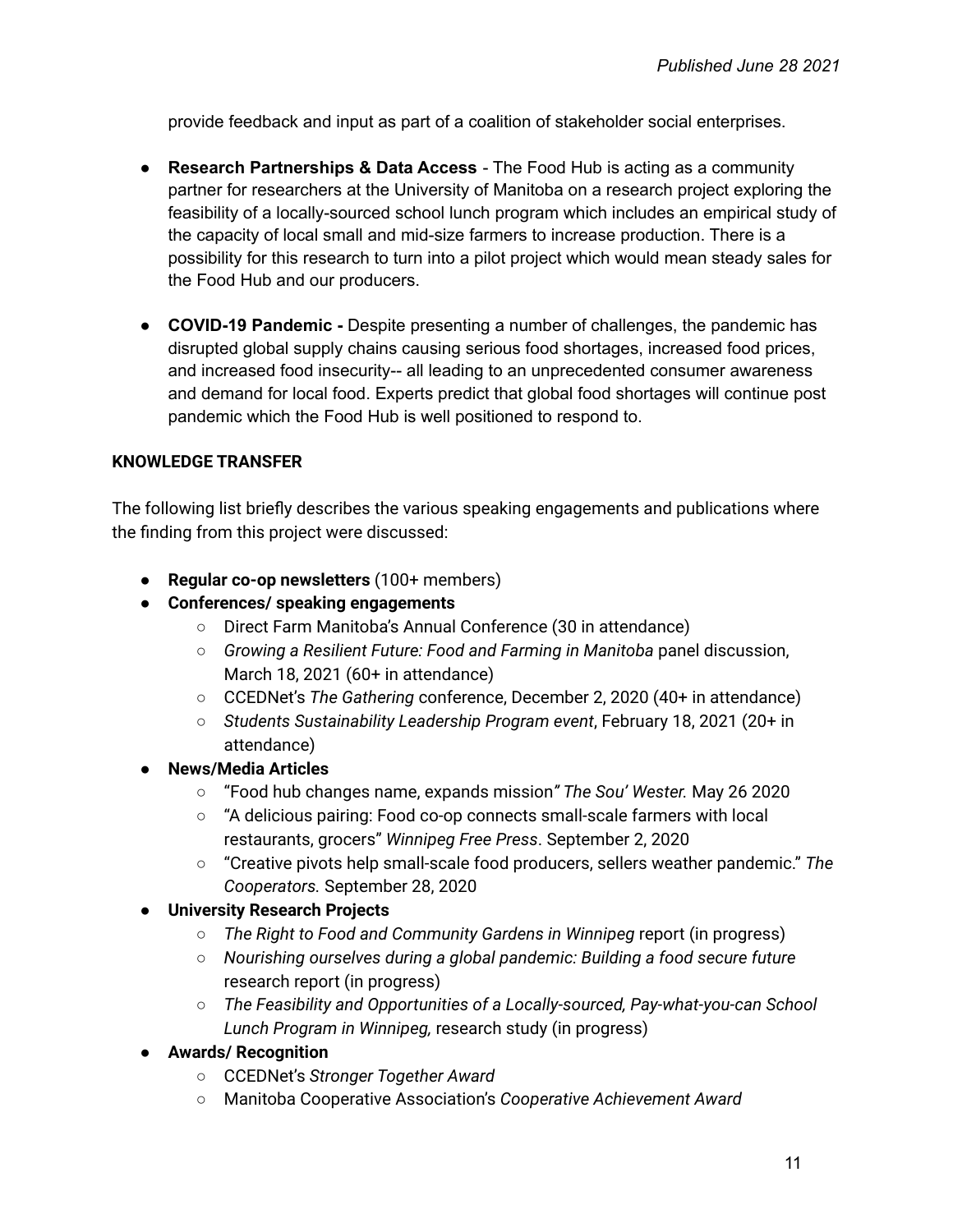provide feedback and input as part of a coalition of stakeholder social enterprises.

- **Research Partnerships & Data Access** - The Food Hub is acting as a community partner for researchers at the University of Manitoba on a research project exploring the feasibility of a locally-sourced school lunch program which includes an empirical study of the capacity of local small and mid-size farmers to increase production. There is a possibility for this research to turn into a pilot project which would mean steady sales for the Food Hub and our producers.

- **COVID-19 Pandemic -** Despite presenting a number of challenges, the pandemic has disrupted global supply chains causing serious food shortages, increased food prices, and increased food insecurity-- all leading to an unprecedented consumer awareness and demand for local food. Experts predict that global food shortages will continue post pandemic which the Food Hub is well positioned to respond to.

**KNOWLEDGE TRANSFER**

The following list briefly describes the various speaking engagements and publications where the finding from this project were discussed:

- **Regular co-op newsletters** (100+ members)
- **Conferences/ speaking engagements**
  - Direct Farm Manitoba's Annual Conference (30 in attendance)
  - *Growing a Resilient Future: Food and Farming in Manitoba* panel discussion, March 18, 2021 (60+ in attendance)
  - CCEDNet's *The Gathering* conference, December 2, 2020 (40+ in attendance)
  - *Students Sustainability Leadership Program event*, February 18, 2021 (20+ in attendance)
- **News/Media Articles**
  - "Food hub changes name, expands mission*" The Sou' Wester.* May 26 2020
  - "A delicious pairing: Food co-op connects small-scale farmers with local restaurants, grocers" *Winnipeg Free Press*. September 2, 2020
  - "Creative pivots help small-scale food producers, sellers weather pandemic." *The Cooperators.* September 28, 2020
- **University Research Projects**
  - *The Right to Food and Community Gardens in Winnipeg* report (in progress)
  - *Nourishing ourselves during a global pandemic: Building a food secure future* research report (in progress)
  - *The Feasibility and Opportunities of a Locally-sourced, Pay-what-you-can School Lunch Program in Winnipeg,* research study (in progress)
- **Awards/ Recognition**
  - CCEDNet's *Stronger Together Award*
  - Manitoba Cooperative Association's *Cooperative Achievement Award*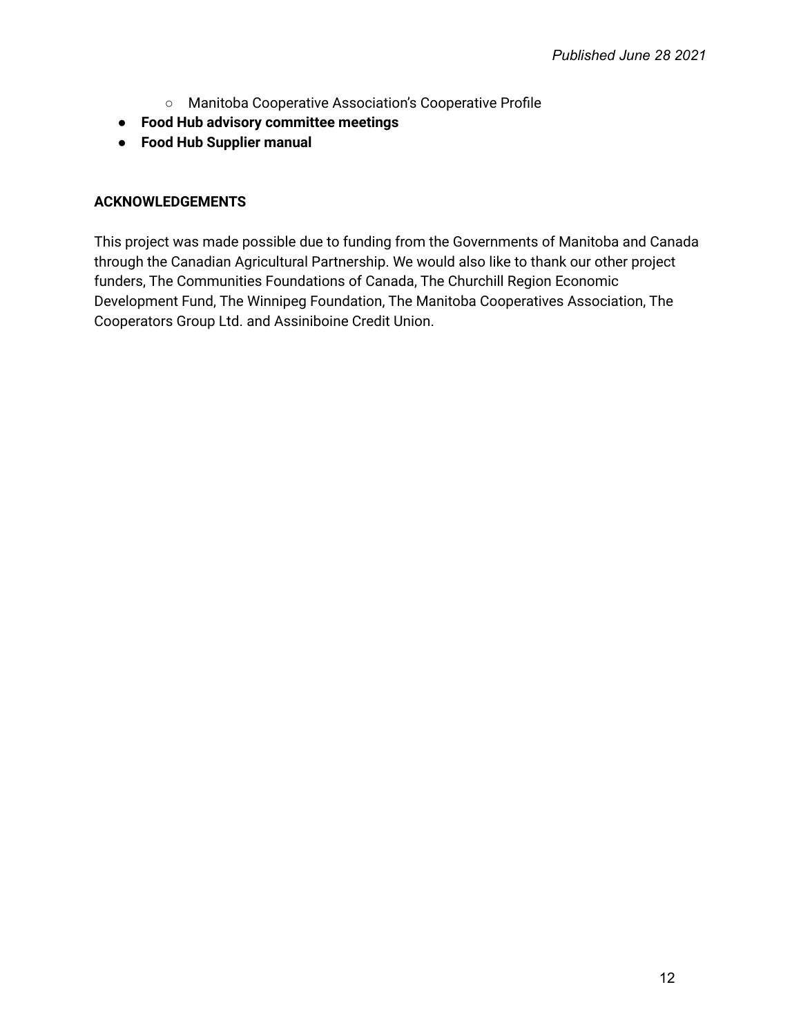- Manitoba Cooperative Association's Cooperative Profile
- **Food Hub advisory committee meetings**
- **Food Hub Supplier manual**

**ACKNOWLEDGEMENTS**

This project was made possible due to funding from the Governments of Manitoba and Canada through the Canadian Agricultural Partnership. We would also like to thank our other project funders, The Communities Foundations of Canada, The Churchill Region Economic Development Fund, The Winnipeg Foundation, The Manitoba Cooperatives Association, The Cooperators Group Ltd. and Assiniboine Credit Union.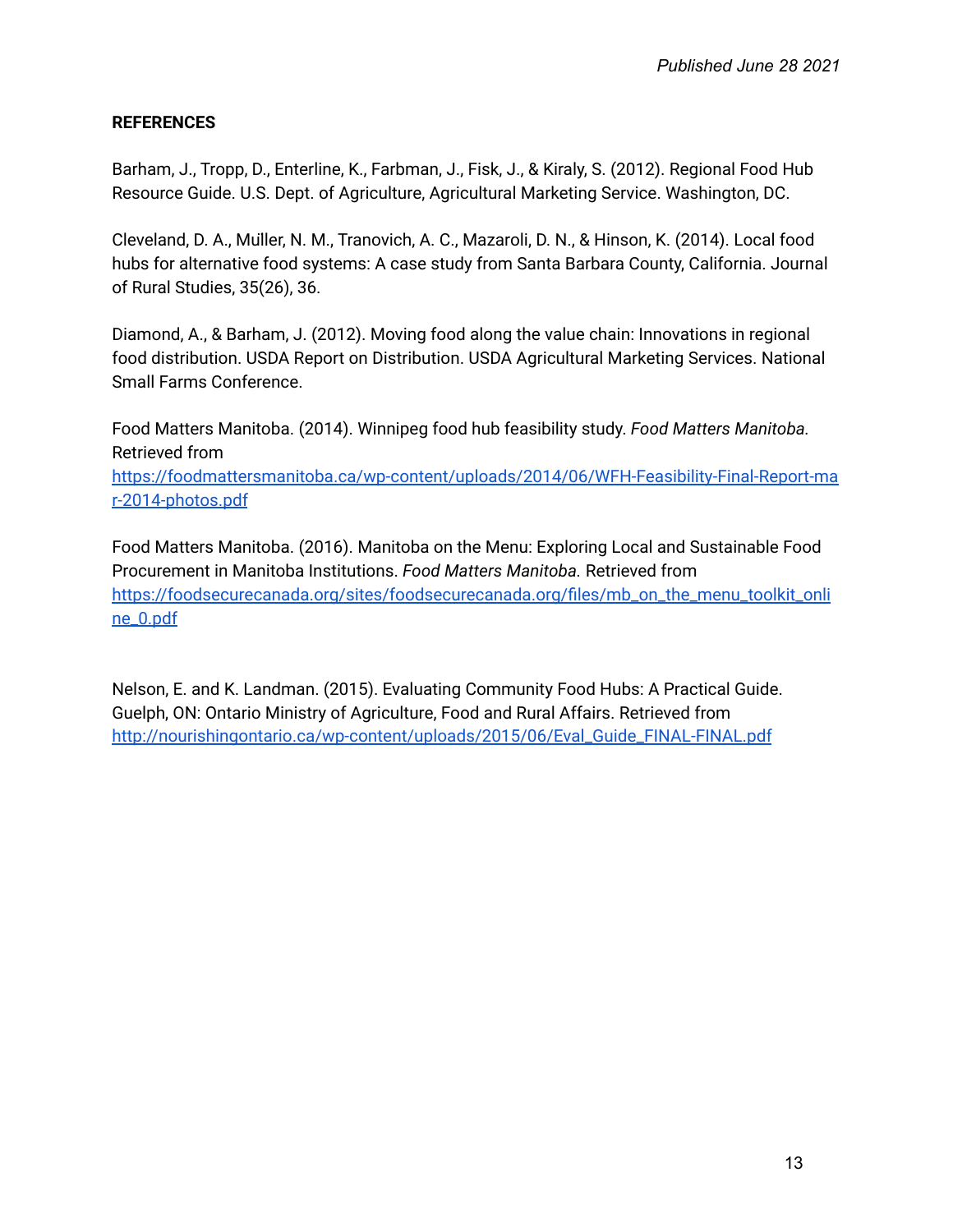**REFERENCES**

Barham, J., Tropp, D., Enterline, K., Farbman, J., Fisk, J., & Kiraly, S. (2012). Regional Food Hub Resource Guide. U.S. Dept. of Agriculture, Agricultural Marketing Service. Washington, DC.

Cleveland, D. A., Müller, N. M., Tranovich, A. C., Mazaroli, D. N., & Hinson, K. (2014). Local food hubs for alternative food systems: A case study from Santa Barbara County, California. Journal of Rural Studies, 35(26), 36.

Diamond, A., & Barham, J. (2012). Moving food along the value chain: Innovations in regional food distribution. USDA Report on Distribution. USDA Agricultural Marketing Services. National Small Farms Conference.

Food Matters Manitoba. (2014). Winnipeg food hub feasibility study. *Food Matters Manitoba.* Retrieved from https://foodmattersmanitoba.ca/wp-content/uploads/2014/06/WFH-Feasibility-Final-Report-mar-2014-photos.pdf

Food Matters Manitoba. (2016). Manitoba on the Menu: Exploring Local and Sustainable Food Procurement in Manitoba Institutions. *Food Matters Manitoba.* Retrieved from https://foodsecurecanada.org/sites/foodsecurecanada.org/files/mb_on_the_menu_toolkit_online_0.pdf

Nelson, E. and K. Landman. (2015). Evaluating Community Food Hubs: A Practical Guide. Guelph, ON: Ontario Ministry of Agriculture, Food and Rural Affairs. Retrieved from http://nourishingontario.ca/wp-content/uploads/2015/06/Eval_Guide_FINAL-FINAL.pdf